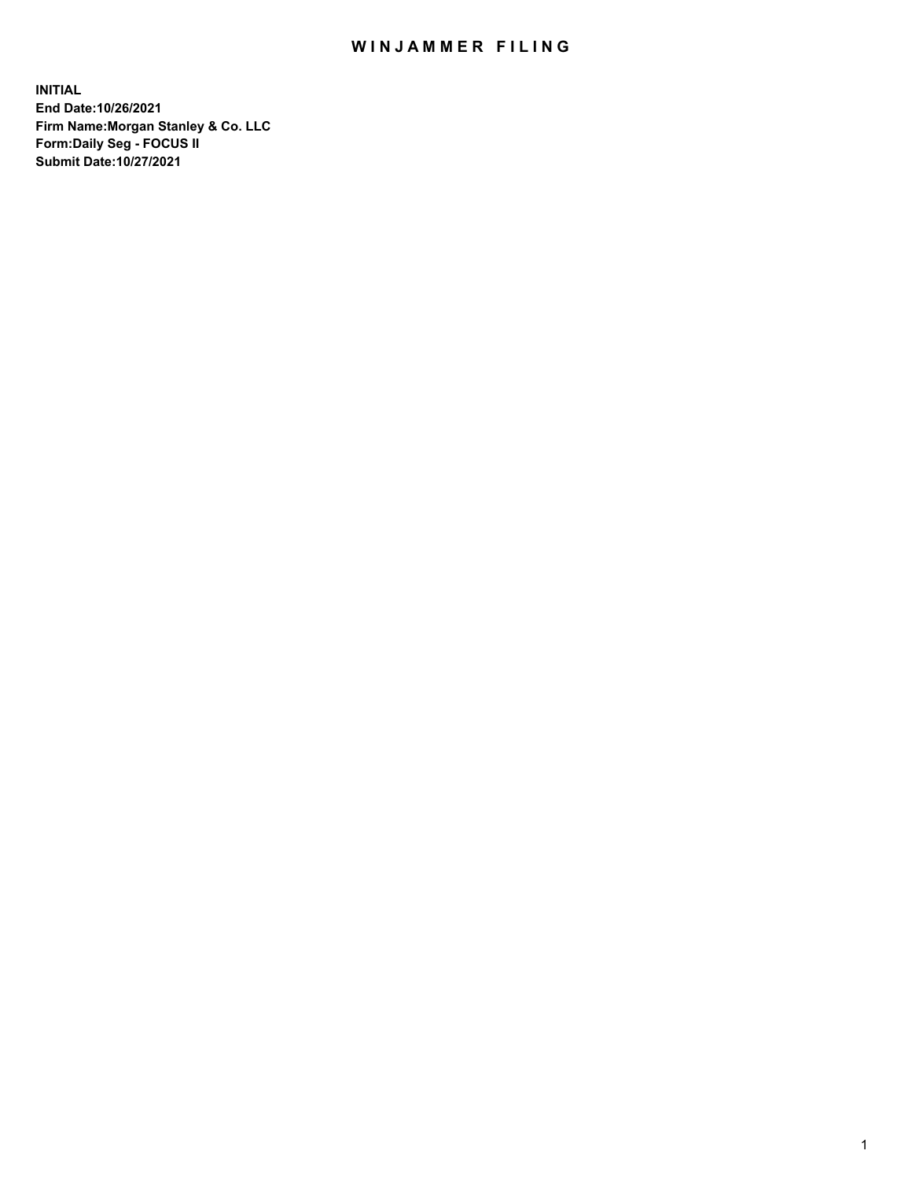# WINJAMMER FILING

**INITIAL**
**End Date:10/26/2021**
**Firm Name:Morgan Stanley & Co. LLC**
**Form:Daily Seg - FOCUS II**
**Submit Date:10/27/2021**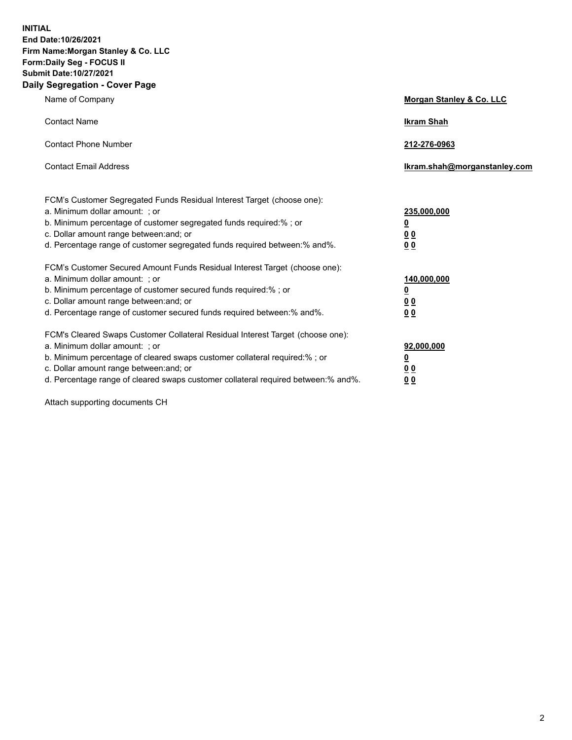**INITIAL**
**End Date:10/26/2021**
**Firm Name:Morgan Stanley & Co. LLC**
**Form:Daily Seg - FOCUS II**
**Submit Date:10/27/2021**

## Daily Segregation - Cover Page

| | |
|---|---|
| Name of Company | **Morgan Stanley & Co. LLC** |
| Contact Name | **Ikram Shah** |
| Contact Phone Number | **212-276-0963** |
| Contact Email Address | **Ikram.shah@morganstanley.com** |

| | |
|---|---|
| FCM's Customer Segregated Funds Residual Interest Target (choose one): | |
| a. Minimum dollar amount: ; or | **235,000,000** |
| b. Minimum percentage of customer segregated funds required:% ; or | **0** |
| c. Dollar amount range between:and; or | **0 0** |
| d. Percentage range of customer segregated funds required between:% and%. | **0 0** |
| FCM's Customer Secured Amount Funds Residual Interest Target (choose one): | |
| a. Minimum dollar amount: ; or | **140,000,000** |
| b. Minimum percentage of customer secured funds required:% ; or | **0** |
| c. Dollar amount range between:and; or | **0 0** |
| d. Percentage range of customer secured funds required between:% and%. | **0 0** |
| FCM's Cleared Swaps Customer Collateral Residual Interest Target (choose one): | |
| a. Minimum dollar amount: ; or | **92,000,000** |
| b. Minimum percentage of cleared swaps customer collateral required:% ; or | **0** |
| c. Dollar amount range between:and; or | **0 0** |
| d. Percentage range of cleared swaps customer collateral required between:% and%. | **0 0** |

Attach supporting documents CH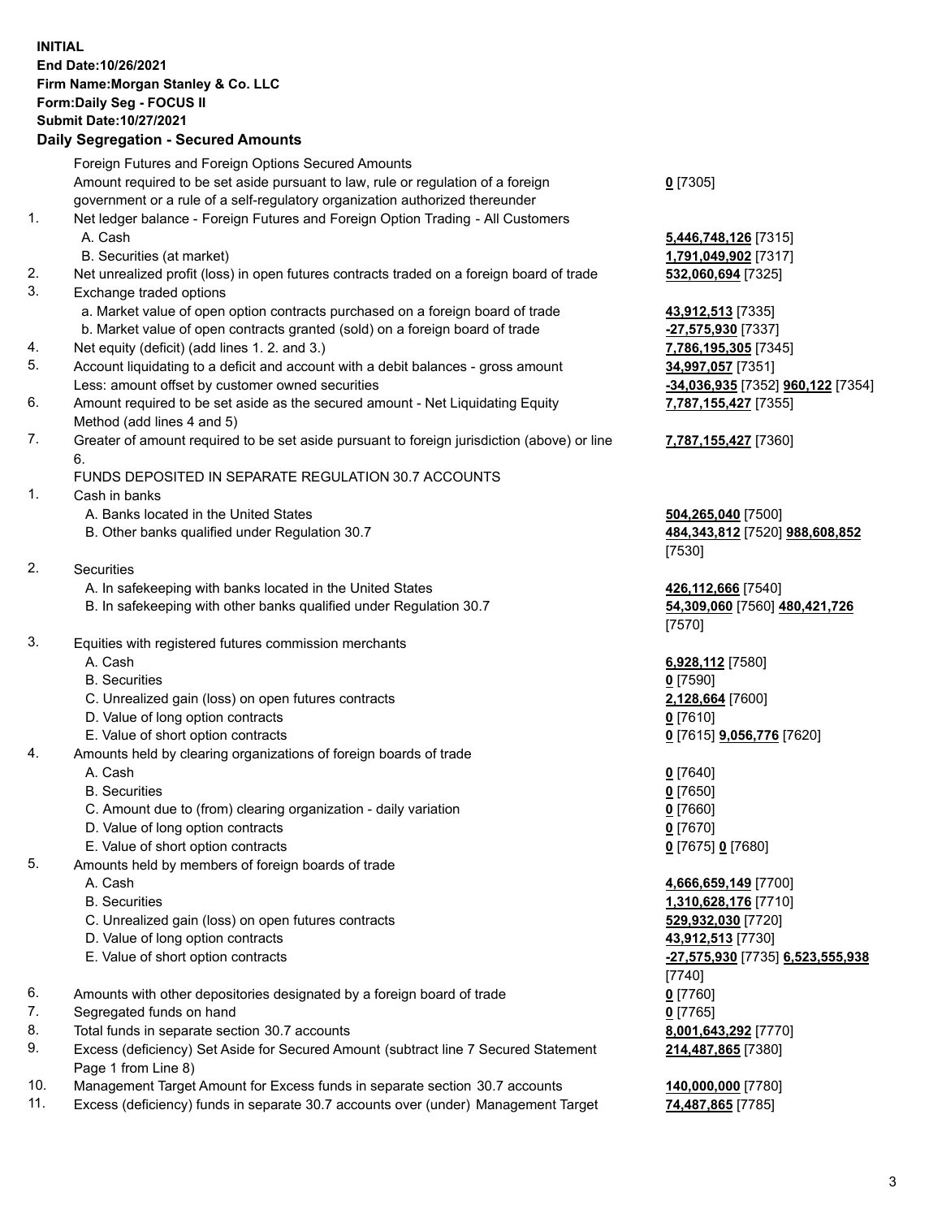**INITIAL**
**End Date:10/26/2021**
**Firm Name:Morgan Stanley & Co. LLC**
**Form:Daily Seg - FOCUS II**
**Submit Date:10/27/2021**

## Daily Segregation - Secured Amounts

| | | |
|---|---|---|
| | Foreign Futures and Foreign Options Secured Amounts | |
| | Amount required to be set aside pursuant to law, rule or regulation of a foreign government or a rule of a self-regulatory organization authorized thereunder | **0** [7305] |
| 1. | Net ledger balance - Foreign Futures and Foreign Option Trading - All Customers | |
| | A. Cash | **5,446,748,126** [7315] |
| | B. Securities (at market) | **1,791,049,902** [7317] |
| 2. | Net unrealized profit (loss) in open futures contracts traded on a foreign board of trade | **532,060,694** [7325] |
| 3. | Exchange traded options | |
| | a. Market value of open option contracts purchased on a foreign board of trade | **43,912,513** [7335] |
| | b. Market value of open contracts granted (sold) on a foreign board of trade | **-27,575,930** [7337] |
| 4. | Net equity (deficit) (add lines 1. 2. and 3.) | **7,786,195,305** [7345] |
| 5. | Account liquidating to a deficit and account with a debit balances - gross amount | **34,997,057** [7351] |
| | Less: amount offset by customer owned securities | **-34,036,935** [7352] **960,122** [7354] |
| 6. | Amount required to be set aside as the secured amount - Net Liquidating Equity Method (add lines 4 and 5) | **7,787,155,427** [7355] |
| 7. | Greater of amount required to be set aside pursuant to foreign jurisdiction (above) or line 6. | **7,787,155,427** [7360] |
| | FUNDS DEPOSITED IN SEPARATE REGULATION 30.7 ACCOUNTS | |
| 1. | Cash in banks | |
| | A. Banks located in the United States | **504,265,040** [7500] |
| | B. Other banks qualified under Regulation 30.7 | **484,343,812** [7520] **988,608,852** [7530] |
| 2. | Securities | |
| | A. In safekeeping with banks located in the United States | **426,112,666** [7540] |
| | B. In safekeeping with other banks qualified under Regulation 30.7 | **54,309,060** [7560] **480,421,726** [7570] |
| 3. | Equities with registered futures commission merchants | |
| | A. Cash | **6,928,112** [7580] |
| | B. Securities | **0** [7590] |
| | C. Unrealized gain (loss) on open futures contracts | **2,128,664** [7600] |
| | D. Value of long option contracts | **0** [7610] |
| | E. Value of short option contracts | **0** [7615] **9,056,776** [7620] |
| 4. | Amounts held by clearing organizations of foreign boards of trade | |
| | A. Cash | **0** [7640] |
| | B. Securities | **0** [7650] |
| | C. Amount due to (from) clearing organization - daily variation | **0** [7660] |
| | D. Value of long option contracts | **0** [7670] |
| | E. Value of short option contracts | **0** [7675] **0** [7680] |
| 5. | Amounts held by members of foreign boards of trade | |
| | A. Cash | **4,666,659,149** [7700] |
| | B. Securities | **1,310,628,176** [7710] |
| | C. Unrealized gain (loss) on open futures contracts | **529,932,030** [7720] |
| | D. Value of long option contracts | **43,912,513** [7730] |
| | E. Value of short option contracts | **-27,575,930** [7735] **6,523,555,938** [7740] |
| 6. | Amounts with other depositories designated by a foreign board of trade | **0** [7760] |
| 7. | Segregated funds on hand | **0** [7765] |
| 8. | Total funds in separate section 30.7 accounts | **8,001,643,292** [7770] |
| 9. | Excess (deficiency) Set Aside for Secured Amount (subtract line 7 Secured Statement Page 1 from Line 8) | **214,487,865** [7380] |
| 10. | Management Target Amount for Excess funds in separate section 30.7 accounts | **140,000,000** [7780] |
| 11. | Excess (deficiency) funds in separate 30.7 accounts over (under) Management Target | **74,487,865** [7785] |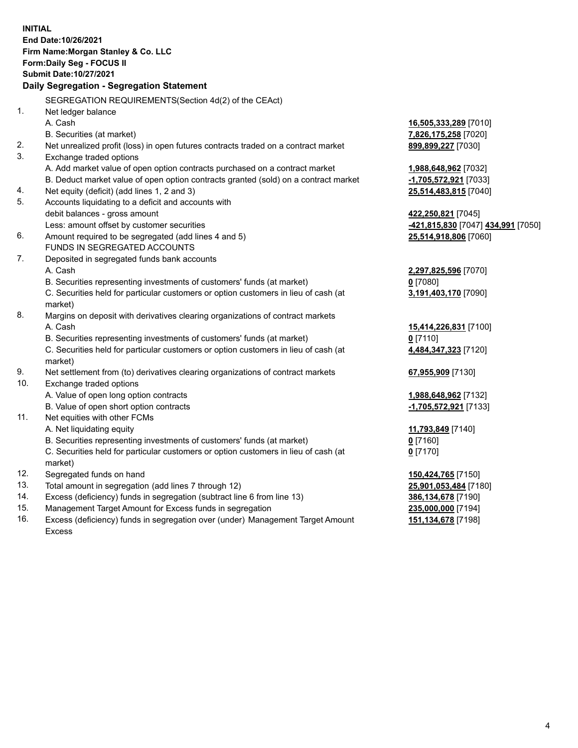**INITIAL**
**End Date:10/26/2021**
**Firm Name:Morgan Stanley & Co. LLC**
**Form:Daily Seg - FOCUS II**
**Submit Date:10/27/2021**

**Daily Segregation - Segregation Statement**

| | | |
|---|---|---|
| | SEGREGATION REQUIREMENTS(Section 4d(2) of the CEAct) | |
| 1. | Net ledger balance | |
| | A. Cash | **16,505,333,289** [7010] |
| | B. Securities (at market) | **7,826,175,258** [7020] |
| 2. | Net unrealized profit (loss) in open futures contracts traded on a contract market | **899,899,227** [7030] |
| 3. | Exchange traded options | |
| | A. Add market value of open option contracts purchased on a contract market | **1,988,648,962** [7032] |
| | B. Deduct market value of open option contracts granted (sold) on a contract market | **-1,705,572,921** [7033] |
| 4. | Net equity (deficit) (add lines 1, 2 and 3) | **25,514,483,815** [7040] |
| 5. | Accounts liquidating to a deficit and accounts with debit balances - gross amount | **422,250,821** [7045] |
| | Less: amount offset by customer securities | **-421,815,830** [7047] **434,991** [7050] |
| 6. | Amount required to be segregated (add lines 4 and 5) | **25,514,918,806** [7060] |
| | FUNDS IN SEGREGATED ACCOUNTS | |
| 7. | Deposited in segregated funds bank accounts | |
| | A. Cash | **2,297,825,596** [7070] |
| | B. Securities representing investments of customers' funds (at market) | **0** [7080] |
| | C. Securities held for particular customers or option customers in lieu of cash (at market) | **3,191,403,170** [7090] |
| 8. | Margins on deposit with derivatives clearing organizations of contract markets | |
| | A. Cash | **15,414,226,831** [7100] |
| | B. Securities representing investments of customers' funds (at market) | **0** [7110] |
| | C. Securities held for particular customers or option customers in lieu of cash (at market) | **4,484,347,323** [7120] |
| 9. | Net settlement from (to) derivatives clearing organizations of contract markets | **67,955,909** [7130] |
| 10. | Exchange traded options | |
| | A. Value of open long option contracts | **1,988,648,962** [7132] |
| | B. Value of open short option contracts | **-1,705,572,921** [7133] |
| 11. | Net equities with other FCMs | |
| | A. Net liquidating equity | **11,793,849** [7140] |
| | B. Securities representing investments of customers' funds (at market) | **0** [7160] |
| | C. Securities held for particular customers or option customers in lieu of cash (at market) | **0** [7170] |
| 12. | Segregated funds on hand | **150,424,765** [7150] |
| 13. | Total amount in segregation (add lines 7 through 12) | **25,901,053,484** [7180] |
| 14. | Excess (deficiency) funds in segregation (subtract line 6 from line 13) | **386,134,678** [7190] |
| 15. | Management Target Amount for Excess funds in segregation | **235,000,000** [7194] |
| 16. | Excess (deficiency) funds in segregation over (under) Management Target Amount Excess | **151,134,678** [7198] |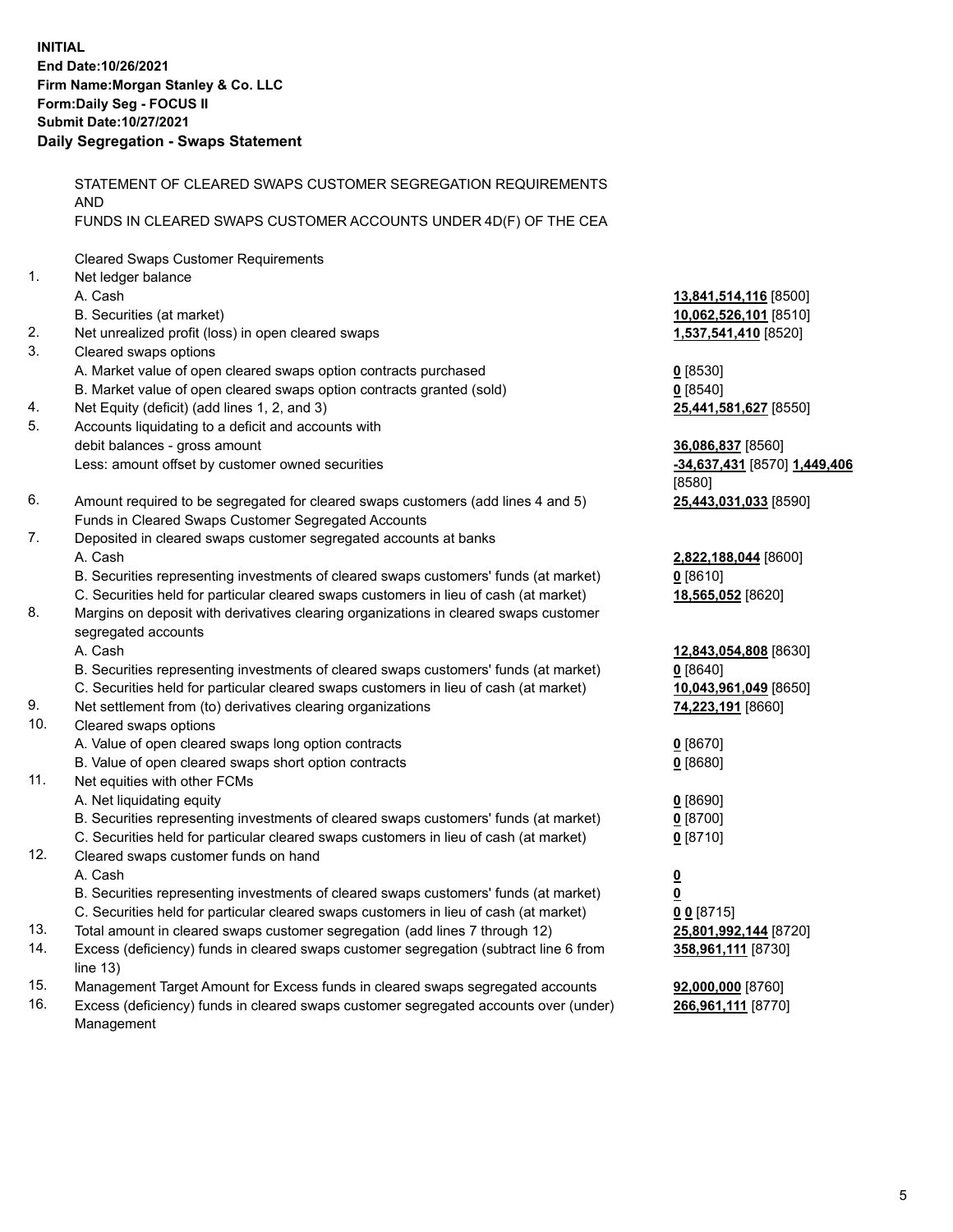**INITIAL**
**End Date:10/26/2021**
**Firm Name:Morgan Stanley & Co. LLC**
**Form:Daily Seg - FOCUS II**
**Submit Date:10/27/2021**
**Daily Segregation - Swaps Statement**

STATEMENT OF CLEARED SWAPS CUSTOMER SEGREGATION REQUIREMENTS AND FUNDS IN CLEARED SWAPS CUSTOMER ACCOUNTS UNDER 4D(F) OF THE CEA

| | | |
|---|---|---|
| | Cleared Swaps Customer Requirements | |
| 1. | Net ledger balance | |
| | A. Cash | **13,841,514,116** [8500] |
| | B. Securities (at market) | **10,062,526,101** [8510] |
| 2. | Net unrealized profit (loss) in open cleared swaps | **1,537,541,410** [8520] |
| 3. | Cleared swaps options | |
| | A. Market value of open cleared swaps option contracts purchased | **0** [8530] |
| | B. Market value of open cleared swaps option contracts granted (sold) | **0** [8540] |
| 4. | Net Equity (deficit) (add lines 1, 2, and 3) | **25,441,581,627** [8550] |
| 5. | Accounts liquidating to a deficit and accounts with debit balances - gross amount | **36,086,837** [8560] |
| | Less: amount offset by customer owned securities | **-34,637,431** [8570] **1,449,406** [8580] |
| 6. | Amount required to be segregated for cleared swaps customers (add lines 4 and 5) | **25,443,031,033** [8590] |
| | Funds in Cleared Swaps Customer Segregated Accounts | |
| 7. | Deposited in cleared swaps customer segregated accounts at banks | |
| | A. Cash | **2,822,188,044** [8600] |
| | B. Securities representing investments of cleared swaps customers' funds (at market) | **0** [8610] |
| | C. Securities held for particular cleared swaps customers in lieu of cash (at market) | **18,565,052** [8620] |
| 8. | Margins on deposit with derivatives clearing organizations in cleared swaps customer segregated accounts | |
| | A. Cash | **12,843,054,808** [8630] |
| | B. Securities representing investments of cleared swaps customers' funds (at market) | **0** [8640] |
| | C. Securities held for particular cleared swaps customers in lieu of cash (at market) | **10,043,961,049** [8650] |
| 9. | Net settlement from (to) derivatives clearing organizations | **74,223,191** [8660] |
| 10. | Cleared swaps options | |
| | A. Value of open cleared swaps long option contracts | **0** [8670] |
| | B. Value of open cleared swaps short option contracts | **0** [8680] |
| 11. | Net equities with other FCMs | |
| | A. Net liquidating equity | **0** [8690] |
| | B. Securities representing investments of cleared swaps customers' funds (at market) | **0** [8700] |
| | C. Securities held for particular cleared swaps customers in lieu of cash (at market) | **0** [8710] |
| 12. | Cleared swaps customer funds on hand | |
| | A. Cash | **0** |
| | B. Securities representing investments of cleared swaps customers' funds (at market) | **0** |
| | C. Securities held for particular cleared swaps customers in lieu of cash (at market) | **0** **0** [8715] |
| 13. | Total amount in cleared swaps customer segregation (add lines 7 through 12) | **25,801,992,144** [8720] |
| 14. | Excess (deficiency) funds in cleared swaps customer segregation (subtract line 6 from line 13) | **358,961,111** [8730] |
| 15. | Management Target Amount for Excess funds in cleared swaps segregated accounts | **92,000,000** [8760] |
| 16. | Excess (deficiency) funds in cleared swaps customer segregated accounts over (under) Management | **266,961,111** [8770] |